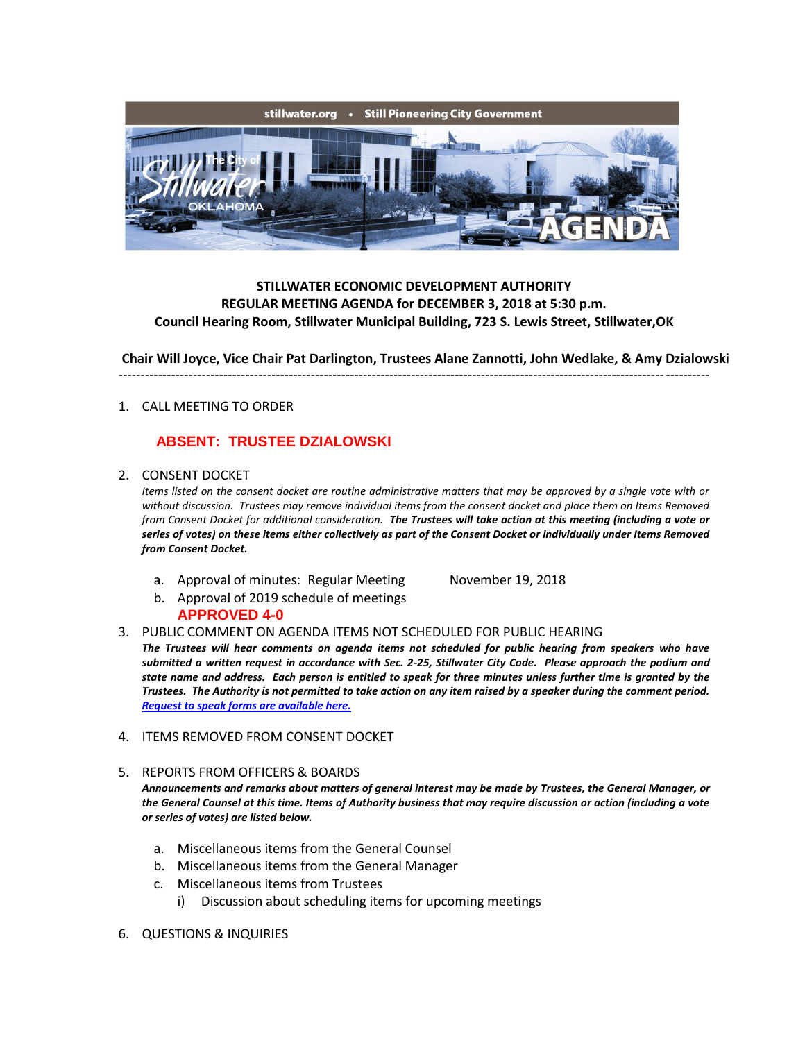stillwater.org • Still Pioneering City Government

# STILLWATER ECONOMIC DEVELOPMENT AUTHORITY
## REGULAR MEETING AGENDA for DECEMBER 3, 2018 at 5:30 p.m.
### Council Hearing Room, Stillwater Municipal Building, 723 S. Lewis Street, Stillwater,OK

**Chair Will Joyce, Vice Chair Pat Darlington, Trustees Alane Zannotti, John Wedlake, & Amy Dzialowski**

---

1. CALL MEETING TO ORDER

   **ABSENT: TRUSTEE DZIALOWSKI**

2. CONSENT DOCKET

   *Items listed on the consent docket are routine administrative matters that may be approved by a single vote with or without discussion. Trustees may remove individual items from the consent docket and place them on Items Removed from Consent Docket for additional consideration.* ***The Trustees will take action at this meeting (including a vote or series of votes) on these items either collectively as part of the Consent Docket or individually under Items Removed from Consent Docket.***

   a. Approval of minutes: Regular Meeting November 19, 2018
   b. Approval of 2019 schedule of meetings

   **APPROVED 4-0**

3. PUBLIC COMMENT ON AGENDA ITEMS NOT SCHEDULED FOR PUBLIC HEARING

   ***The Trustees will hear comments on agenda items not scheduled for public hearing from speakers who have submitted a written request in accordance with Sec. 2-25, Stillwater City Code. Please approach the podium and state name and address. Each person is entitled to speak for three minutes unless further time is granted by the Trustees. The Authority is not permitted to take action on any item raised by a speaker during the comment period.***
   ***Request to speak forms are available here.***

4. ITEMS REMOVED FROM CONSENT DOCKET

5. REPORTS FROM OFFICERS & BOARDS

   ***Announcements and remarks about matters of general interest may be made by Trustees, the General Manager, or the General Counsel at this time. Items of Authority business that may require discussion or action (including a vote or series of votes) are listed below.***

   a. Miscellaneous items from the General Counsel
   b. Miscellaneous items from the General Manager
   c. Miscellaneous items from Trustees
      i) Discussion about scheduling items for upcoming meetings

6. QUESTIONS & INQUIRIES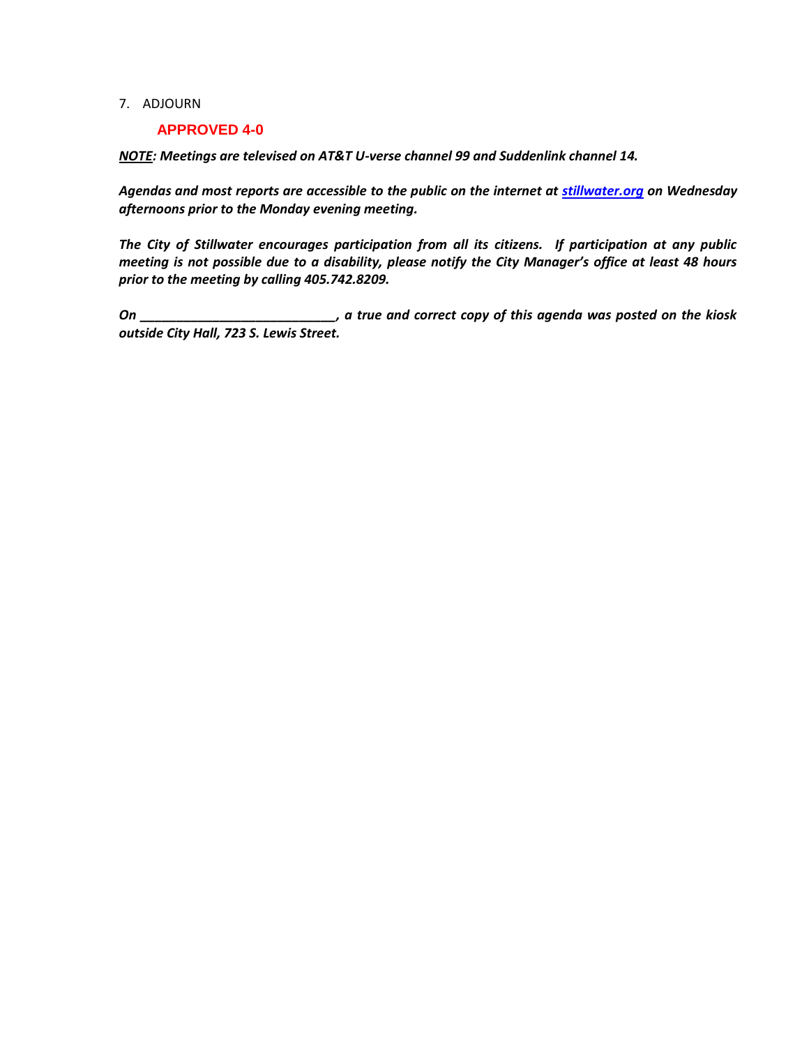7. ADJOURN

**APPROVED 4-0**

***NOTE*: Meetings are televised on AT&T U-verse channel 99 and Suddenlink channel 14.**

***Agendas and most reports are accessible to the public on the internet at [stillwater.org](stillwater.org) on Wednesday afternoons prior to the Monday evening meeting.***

***The City of Stillwater encourages participation from all its citizens. If participation at any public meeting is not possible due to a disability, please notify the City Manager's office at least 48 hours prior to the meeting by calling 405.742.8209.***

***On ___________________________, a true and correct copy of this agenda was posted on the kiosk outside City Hall, 723 S. Lewis Street.***